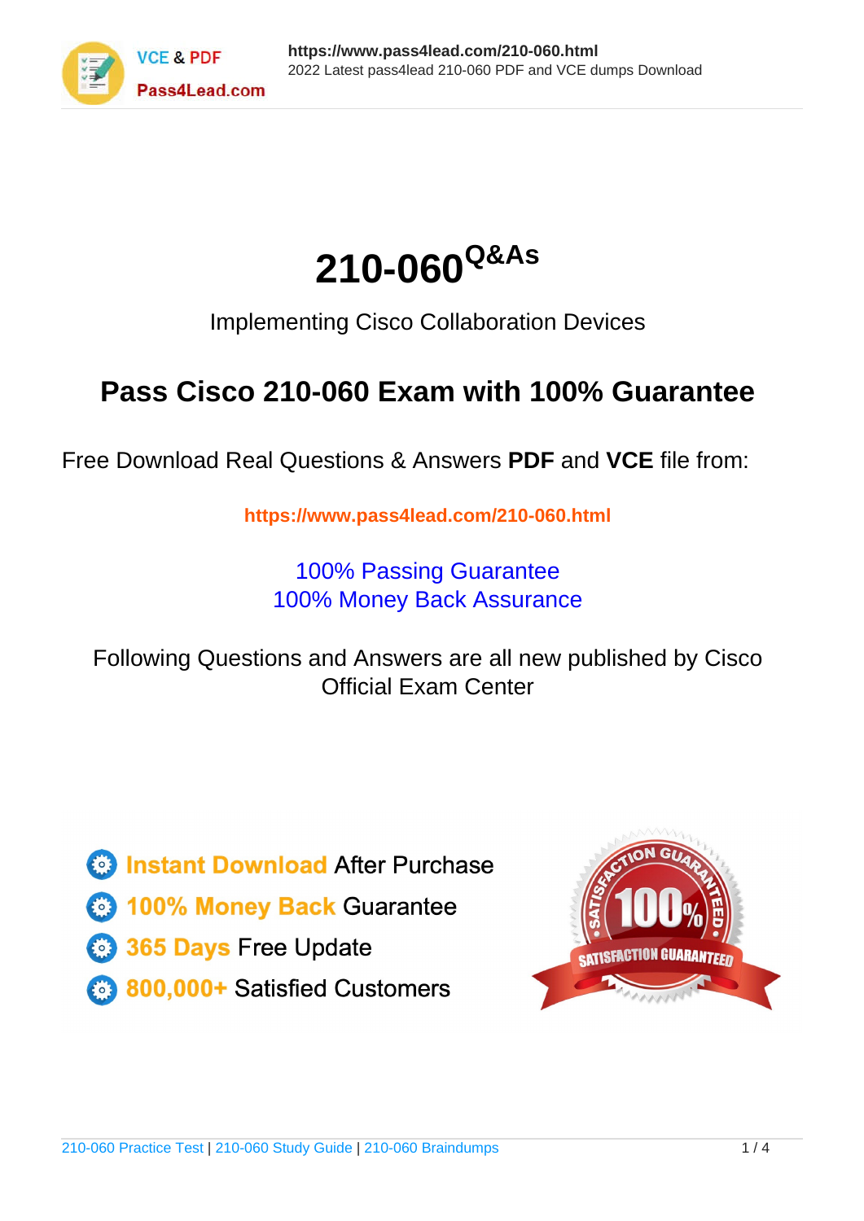# 210-060 Q&As

Implementing Cisco Collaboration Devices

## Pass Cisco 210-060 Exam with 100% Guarantee

Free Download Real Questions & Answers **PDF** and **VCE** file from:

**https://www.pass4lead.com/210-060.html**

100% Passing Guarantee
100% Money Back Assurance

Following Questions and Answers are all new published by Cisco Official Exam Center

- **Instant Download** After Purchase
- **100% Money Back** Guarantee
- **365 Days** Free Update
- **800,000+** Satisfied Customers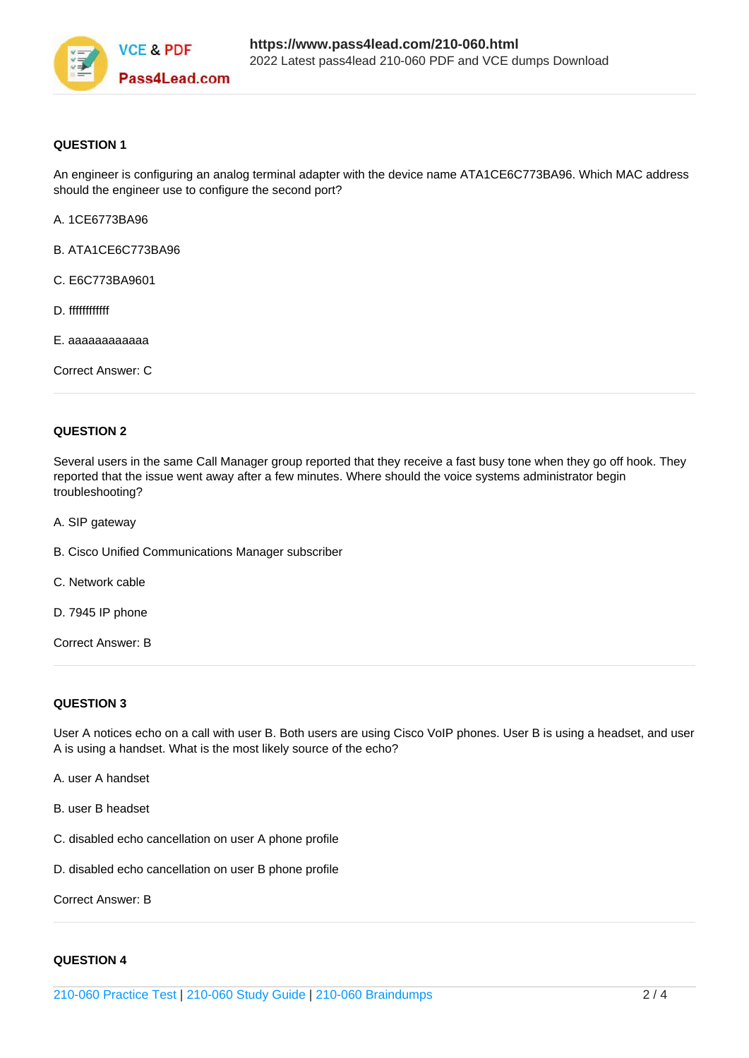**QUESTION 1**

An engineer is configuring an analog terminal adapter with the device name ATA1CE6C773BA96. Which MAC address should the engineer use to configure the second port?

A. 1CE6773BA96

B. ATA1CE6C773BA96

C. E6C773BA9601

D. ffffffffffff

E. aaaaaaaaaaaa

Correct Answer: C

---

**QUESTION 2**

Several users in the same Call Manager group reported that they receive a fast busy tone when they go off hook. They reported that the issue went away after a few minutes. Where should the voice systems administrator begin troubleshooting?

A. SIP gateway

B. Cisco Unified Communications Manager subscriber

C. Network cable

D. 7945 IP phone

Correct Answer: B

---

**QUESTION 3**

User A notices echo on a call with user B. Both users are using Cisco VoIP phones. User B is using a headset, and user A is using a handset. What is the most likely source of the echo?

A. user A handset

B. user B headset

C. disabled echo cancellation on user A phone profile

D. disabled echo cancellation on user B phone profile

Correct Answer: B

---

**QUESTION 4**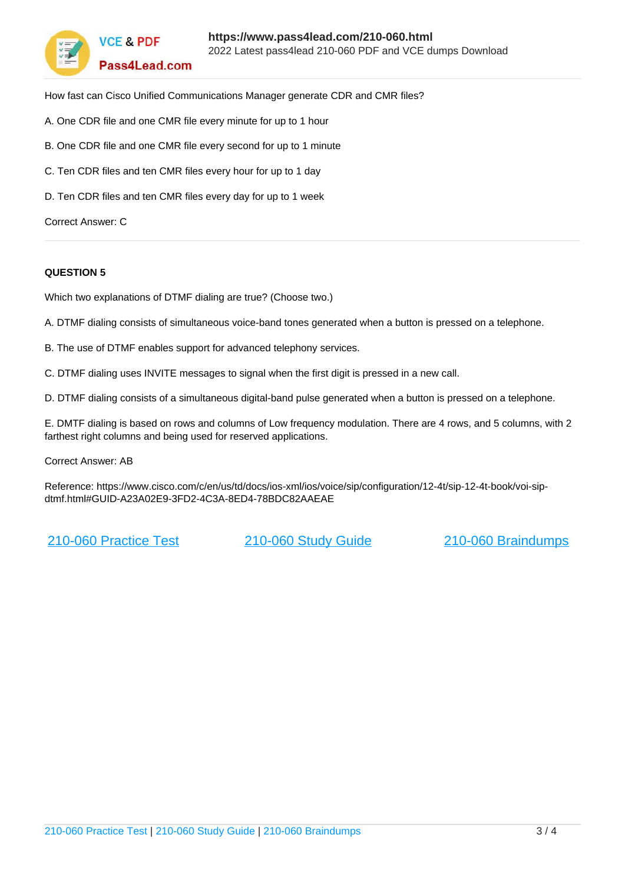How fast can Cisco Unified Communications Manager generate CDR and CMR files?

A. One CDR file and one CMR file every minute for up to 1 hour

B. One CDR file and one CMR file every second for up to 1 minute

C. Ten CDR files and ten CMR files every hour for up to 1 day

D. Ten CDR files and ten CMR files every day for up to 1 week

Correct Answer: C

---

**QUESTION 5**

Which two explanations of DTMF dialing are true? (Choose two.)

A. DTMF dialing consists of simultaneous voice-band tones generated when a button is pressed on a telephone.

B. The use of DTMF enables support for advanced telephony services.

C. DTMF dialing uses INVITE messages to signal when the first digit is pressed in a new call.

D. DTMF dialing consists of a simultaneous digital-band pulse generated when a button is pressed on a telephone.

E. DMTF dialing is based on rows and columns of Low frequency modulation. There are 4 rows, and 5 columns, with 2 farthest right columns and being used for reserved applications.

Correct Answer: AB

Reference: https://www.cisco.com/c/en/us/td/docs/ios-xml/ios/voice/sip/configuration/12-4t/sip-12-4t-book/voi-sip-dtmf.html#GUID-A23A02E9-3FD2-4C3A-8ED4-78BDC82AAEAE

210-060 Practice Test | 210-060 Study Guide | 210-060 Braindumps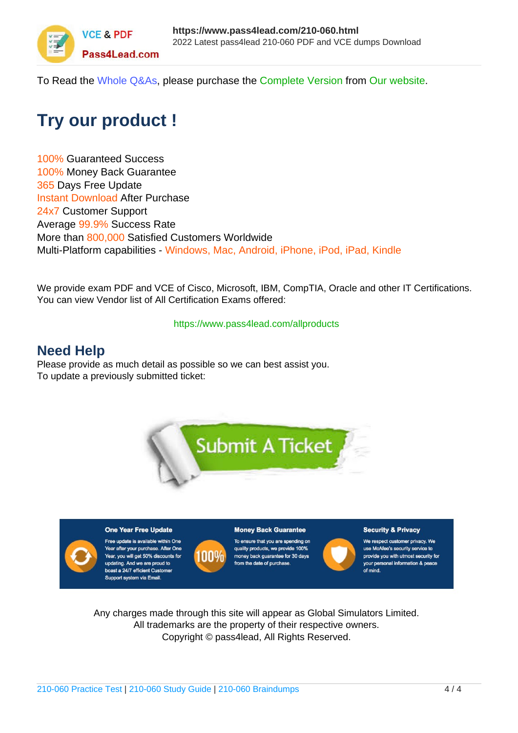To Read the Whole Q&As, please purchase the Complete Version from Our website.

# Try our product !

100% Guaranteed Success
100% Money Back Guarantee
365 Days Free Update
Instant Download After Purchase
24x7 Customer Support
Average 99.9% Success Rate
More than 800,000 Satisfied Customers Worldwide
Multi-Platform capabilities - Windows, Mac, Android, iPhone, iPod, iPad, Kindle

We provide exam PDF and VCE of Cisco, Microsoft, IBM, CompTIA, Oracle and other IT Certifications.
You can view Vendor list of All Certification Exams offered:

https://www.pass4lead.com/allproducts

## Need Help

Please provide as much detail as possible so we can best assist you.
To update a previously submitted ticket:

Submit A Ticket

**One Year Free Update**
Free update is available within One Year after your purchase. After One Year, you will get 50% discounts for updating. And we are proud to boast a 24/7 efficient Customer Support system via Email.

**Money Back Guarantee**
To ensure that you are spending on quality products, we provide 100% money back guarantee for 30 days from the date of purchase.

**Security & Privacy**
We respect customer privacy. We use McAfee's security service to provide you with utmost security for your personal information & peace of mind.

Any charges made through this site will appear as Global Simulators Limited.
All trademarks are the property of their respective owners.
Copyright © pass4lead, All Rights Reserved.